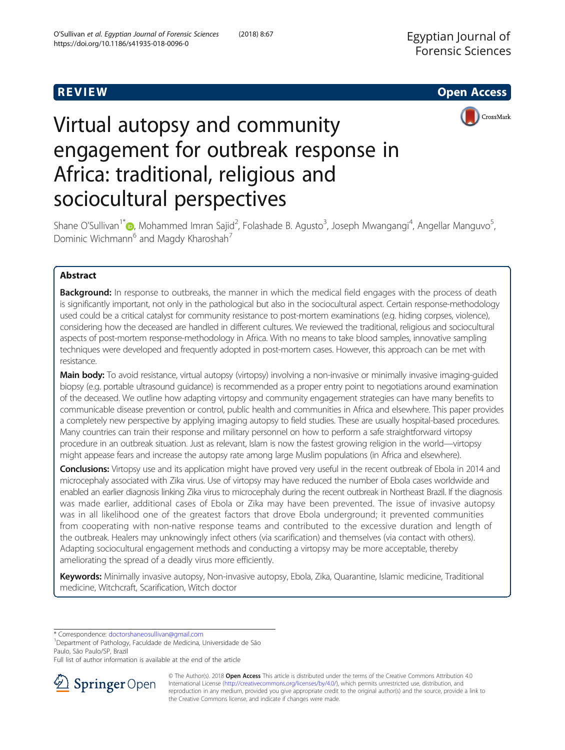REVIEW

Open Access

# Virtual autopsy and community engagement for outbreak response in Africa: traditional, religious and sociocultural perspectives

Shane O'Sullivan[1*], Mohammed Imran Sajid[2], Folashade B. Agusto[3], Joseph Mwangangi[4], Angellar Manguvo[5], Dominic Wichmann[6] and Magdy Kharoshah[7]

## Abstract

**Background:** In response to outbreaks, the manner in which the medical field engages with the process of death is significantly important, not only in the pathological but also in the sociocultural aspect. Certain response-methodology used could be a critical catalyst for community resistance to post-mortem examinations (e.g. hiding corpses, violence), considering how the deceased are handled in different cultures. We reviewed the traditional, religious and sociocultural aspects of post-mortem response-methodology in Africa. With no means to take blood samples, innovative sampling techniques were developed and frequently adopted in post-mortem cases. However, this approach can be met with resistance.

**Main body:** To avoid resistance, virtual autopsy (virtopsy) involving a non-invasive or minimally invasive imaging-guided biopsy (e.g. portable ultrasound guidance) is recommended as a proper entry point to negotiations around examination of the deceased. We outline how adapting virtopsy and community engagement strategies can have many benefits to communicable disease prevention or control, public health and communities in Africa and elsewhere. This paper provides a completely new perspective by applying imaging autopsy to field studies. These are usually hospital-based procedures. Many countries can train their response and military personnel on how to perform a safe straightforward virtopsy procedure in an outbreak situation. Just as relevant, Islam is now the fastest growing religion in the world—virtopsy might appease fears and increase the autopsy rate among large Muslim populations (in Africa and elsewhere).

**Conclusions:** Virtopsy use and its application might have proved very useful in the recent outbreak of Ebola in 2014 and microcephaly associated with Zika virus. Use of virtopsy may have reduced the number of Ebola cases worldwide and enabled an earlier diagnosis linking Zika virus to microcephaly during the recent outbreak in Northeast Brazil. If the diagnosis was made earlier, additional cases of Ebola or Zika may have been prevented. The issue of invasive autopsy was in all likelihood one of the greatest factors that drove Ebola underground; it prevented communities from cooperating with non-native response teams and contributed to the excessive duration and length of the outbreak. Healers may unknowingly infect others (via scarification) and themselves (via contact with others). Adapting sociocultural engagement methods and conducting a virtopsy may be more acceptable, thereby ameliorating the spread of a deadly virus more efficiently.

**Keywords:** Minimally invasive autopsy, Non-invasive autopsy, Ebola, Zika, Quarantine, Islamic medicine, Traditional medicine, Witchcraft, Scarification, Witch doctor

\* Correspondence: doctorshaneosullivan@gmail.com
[1]Department of Pathology, Faculdade de Medicina, Universidade de São Paulo, São Paulo/SP, Brazil
Full list of author information is available at the end of the article

© The Author(s). 2018 **Open Access** This article is distributed under the terms of the Creative Commons Attribution 4.0 International License (http://creativecommons.org/licenses/by/4.0/), which permits unrestricted use, distribution, and reproduction in any medium, provided you give appropriate credit to the original author(s) and the source, provide a link to the Creative Commons license, and indicate if changes were made.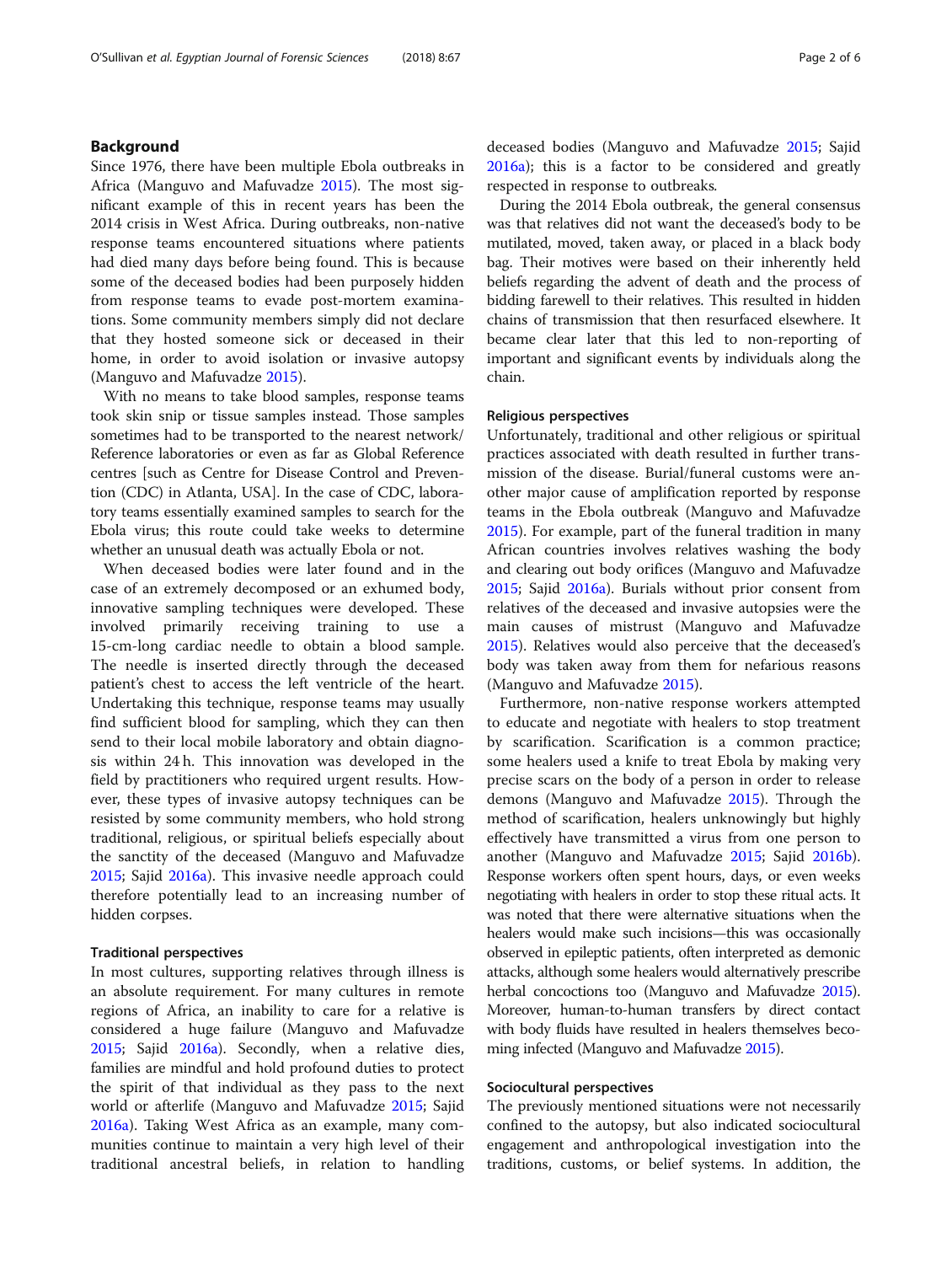## Background

Since 1976, there have been multiple Ebola outbreaks in Africa (Manguvo and Mafuvadze 2015). The most significant example of this in recent years has been the 2014 crisis in West Africa. During outbreaks, non-native response teams encountered situations where patients had died many days before being found. This is because some of the deceased bodies had been purposely hidden from response teams to evade post-mortem examinations. Some community members simply did not declare that they hosted someone sick or deceased in their home, in order to avoid isolation or invasive autopsy (Manguvo and Mafuvadze 2015).

With no means to take blood samples, response teams took skin snip or tissue samples instead. Those samples sometimes had to be transported to the nearest network/Reference laboratories or even as far as Global Reference centres [such as Centre for Disease Control and Prevention (CDC) in Atlanta, USA]. In the case of CDC, laboratory teams essentially examined samples to search for the Ebola virus; this route could take weeks to determine whether an unusual death was actually Ebola or not.

When deceased bodies were later found and in the case of an extremely decomposed or an exhumed body, innovative sampling techniques were developed. These involved primarily receiving training to use a 15-cm-long cardiac needle to obtain a blood sample. The needle is inserted directly through the deceased patient's chest to access the left ventricle of the heart. Undertaking this technique, response teams may usually find sufficient blood for sampling, which they can then send to their local mobile laboratory and obtain diagnosis within 24 h. This innovation was developed in the field by practitioners who required urgent results. However, these types of invasive autopsy techniques can be resisted by some community members, who hold strong traditional, religious, or spiritual beliefs especially about the sanctity of the deceased (Manguvo and Mafuvadze 2015; Sajid 2016a). This invasive needle approach could therefore potentially lead to an increasing number of hidden corpses.

### Traditional perspectives

In most cultures, supporting relatives through illness is an absolute requirement. For many cultures in remote regions of Africa, an inability to care for a relative is considered a huge failure (Manguvo and Mafuvadze 2015; Sajid 2016a). Secondly, when a relative dies, families are mindful and hold profound duties to protect the spirit of that individual as they pass to the next world or afterlife (Manguvo and Mafuvadze 2015; Sajid 2016a). Taking West Africa as an example, many communities continue to maintain a very high level of their traditional ancestral beliefs, in relation to handling deceased bodies (Manguvo and Mafuvadze 2015; Sajid 2016a); this is a factor to be considered and greatly respected in response to outbreaks.

During the 2014 Ebola outbreak, the general consensus was that relatives did not want the deceased's body to be mutilated, moved, taken away, or placed in a black body bag. Their motives were based on their inherently held beliefs regarding the advent of death and the process of bidding farewell to their relatives. This resulted in hidden chains of transmission that then resurfaced elsewhere. It became clear later that this led to non-reporting of important and significant events by individuals along the chain.

### Religious perspectives

Unfortunately, traditional and other religious or spiritual practices associated with death resulted in further transmission of the disease. Burial/funeral customs were another major cause of amplification reported by response teams in the Ebola outbreak (Manguvo and Mafuvadze 2015). For example, part of the funeral tradition in many African countries involves relatives washing the body and clearing out body orifices (Manguvo and Mafuvadze 2015; Sajid 2016a). Burials without prior consent from relatives of the deceased and invasive autopsies were the main causes of mistrust (Manguvo and Mafuvadze 2015). Relatives would also perceive that the deceased's body was taken away from them for nefarious reasons (Manguvo and Mafuvadze 2015).

Furthermore, non-native response workers attempted to educate and negotiate with healers to stop treatment by scarification. Scarification is a common practice; some healers used a knife to treat Ebola by making very precise scars on the body of a person in order to release demons (Manguvo and Mafuvadze 2015). Through the method of scarification, healers unknowingly but highly effectively have transmitted a virus from one person to another (Manguvo and Mafuvadze 2015; Sajid 2016b). Response workers often spent hours, days, or even weeks negotiating with healers in order to stop these ritual acts. It was noted that there were alternative situations when the healers would make such incisions—this was occasionally observed in epileptic patients, often interpreted as demonic attacks, although some healers would alternatively prescribe herbal concoctions too (Manguvo and Mafuvadze 2015). Moreover, human-to-human transfers by direct contact with body fluids have resulted in healers themselves becoming infected (Manguvo and Mafuvadze 2015).

### Sociocultural perspectives

The previously mentioned situations were not necessarily confined to the autopsy, but also indicated sociocultural engagement and anthropological investigation into the traditions, customs, or belief systems. In addition, the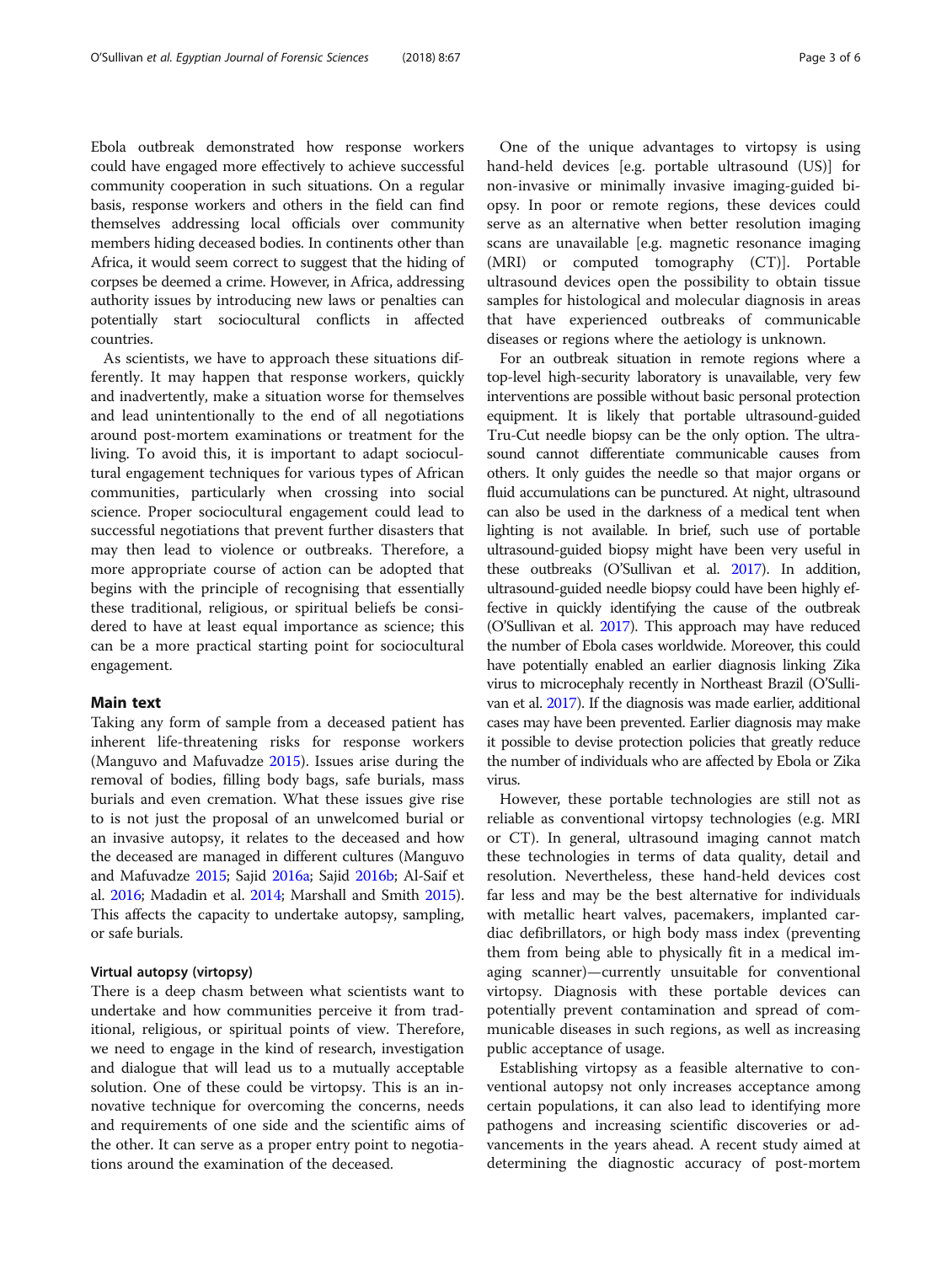Ebola outbreak demonstrated how response workers could have engaged more effectively to achieve successful community cooperation in such situations. On a regular basis, response workers and others in the field can find themselves addressing local officials over community members hiding deceased bodies. In continents other than Africa, it would seem correct to suggest that the hiding of corpses be deemed a crime. However, in Africa, addressing authority issues by introducing new laws or penalties can potentially start sociocultural conflicts in affected countries.

As scientists, we have to approach these situations differently. It may happen that response workers, quickly and inadvertently, make a situation worse for themselves and lead unintentionally to the end of all negotiations around post-mortem examinations or treatment for the living. To avoid this, it is important to adapt sociocultural engagement techniques for various types of African communities, particularly when crossing into social science. Proper sociocultural engagement could lead to successful negotiations that prevent further disasters that may then lead to violence or outbreaks. Therefore, a more appropriate course of action can be adopted that begins with the principle of recognising that essentially these traditional, religious, or spiritual beliefs be considered to have at least equal importance as science; this can be a more practical starting point for sociocultural engagement.

## Main text

Taking any form of sample from a deceased patient has inherent life-threatening risks for response workers (Manguvo and Mafuvadze 2015). Issues arise during the removal of bodies, filling body bags, safe burials, mass burials and even cremation. What these issues give rise to is not just the proposal of an unwelcomed burial or an invasive autopsy, it relates to the deceased and how the deceased are managed in different cultures (Manguvo and Mafuvadze 2015; Sajid 2016a; Sajid 2016b; Al-Saif et al. 2016; Madadin et al. 2014; Marshall and Smith 2015). This affects the capacity to undertake autopsy, sampling, or safe burials.

### Virtual autopsy (virtopsy)

There is a deep chasm between what scientists want to undertake and how communities perceive it from traditional, religious, or spiritual points of view. Therefore, we need to engage in the kind of research, investigation and dialogue that will lead us to a mutually acceptable solution. One of these could be virtopsy. This is an innovative technique for overcoming the concerns, needs and requirements of one side and the scientific aims of the other. It can serve as a proper entry point to negotiations around the examination of the deceased.

One of the unique advantages to virtopsy is using hand-held devices [e.g. portable ultrasound (US)] for non-invasive or minimally invasive imaging-guided biopsy. In poor or remote regions, these devices could serve as an alternative when better resolution imaging scans are unavailable [e.g. magnetic resonance imaging (MRI) or computed tomography (CT)]. Portable ultrasound devices open the possibility to obtain tissue samples for histological and molecular diagnosis in areas that have experienced outbreaks of communicable diseases or regions where the aetiology is unknown.

For an outbreak situation in remote regions where a top-level high-security laboratory is unavailable, very few interventions are possible without basic personal protection equipment. It is likely that portable ultrasound-guided Tru-Cut needle biopsy can be the only option. The ultrasound cannot differentiate communicable causes from others. It only guides the needle so that major organs or fluid accumulations can be punctured. At night, ultrasound can also be used in the darkness of a medical tent when lighting is not available. In brief, such use of portable ultrasound-guided biopsy might have been very useful in these outbreaks (O'Sullivan et al. 2017). In addition, ultrasound-guided needle biopsy could have been highly effective in quickly identifying the cause of the outbreak (O'Sullivan et al. 2017). This approach may have reduced the number of Ebola cases worldwide. Moreover, this could have potentially enabled an earlier diagnosis linking Zika virus to microcephaly recently in Northeast Brazil (O'Sullivan et al. 2017). If the diagnosis was made earlier, additional cases may have been prevented. Earlier diagnosis may make it possible to devise protection policies that greatly reduce the number of individuals who are affected by Ebola or Zika virus.

However, these portable technologies are still not as reliable as conventional virtopsy technologies (e.g. MRI or CT). In general, ultrasound imaging cannot match these technologies in terms of data quality, detail and resolution. Nevertheless, these hand-held devices cost far less and may be the best alternative for individuals with metallic heart valves, pacemakers, implanted cardiac defibrillators, or high body mass index (preventing them from being able to physically fit in a medical imaging scanner)—currently unsuitable for conventional virtopsy. Diagnosis with these portable devices can potentially prevent contamination and spread of communicable diseases in such regions, as well as increasing public acceptance of usage.

Establishing virtopsy as a feasible alternative to conventional autopsy not only increases acceptance among certain populations, it can also lead to identifying more pathogens and increasing scientific discoveries or advancements in the years ahead. A recent study aimed at determining the diagnostic accuracy of post-mortem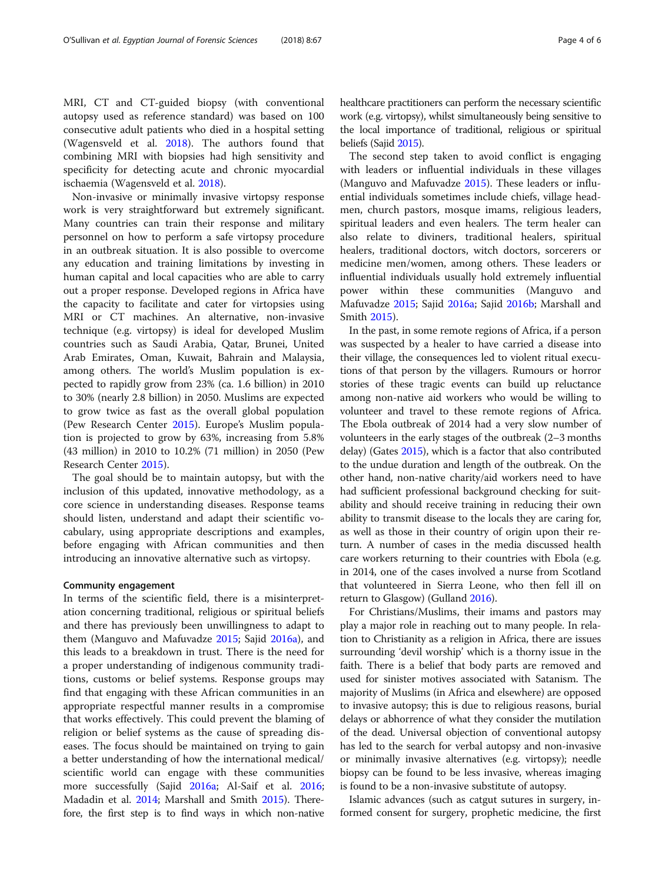MRI, CT and CT-guided biopsy (with conventional autopsy used as reference standard) was based on 100 consecutive adult patients who died in a hospital setting (Wagensveld et al. 2018). The authors found that combining MRI with biopsies had high sensitivity and specificity for detecting acute and chronic myocardial ischaemia (Wagensveld et al. 2018).

Non-invasive or minimally invasive virtopsy response work is very straightforward but extremely significant. Many countries can train their response and military personnel on how to perform a safe virtopsy procedure in an outbreak situation. It is also possible to overcome any education and training limitations by investing in human capital and local capacities who are able to carry out a proper response. Developed regions in Africa have the capacity to facilitate and cater for virtopsies using MRI or CT machines. An alternative, non-invasive technique (e.g. virtopsy) is ideal for developed Muslim countries such as Saudi Arabia, Qatar, Brunei, United Arab Emirates, Oman, Kuwait, Bahrain and Malaysia, among others. The world's Muslim population is expected to rapidly grow from 23% (ca. 1.6 billion) in 2010 to 30% (nearly 2.8 billion) in 2050. Muslims are expected to grow twice as fast as the overall global population (Pew Research Center 2015). Europe's Muslim population is projected to grow by 63%, increasing from 5.8% (43 million) in 2010 to 10.2% (71 million) in 2050 (Pew Research Center 2015).

The goal should be to maintain autopsy, but with the inclusion of this updated, innovative methodology, as a core science in understanding diseases. Response teams should listen, understand and adapt their scientific vocabulary, using appropriate descriptions and examples, before engaging with African communities and then introducing an innovative alternative such as virtopsy.

### Community engagement

In terms of the scientific field, there is a misinterpretation concerning traditional, religious or spiritual beliefs and there has previously been unwillingness to adapt to them (Manguvo and Mafuvadze 2015; Sajid 2016a), and this leads to a breakdown in trust. There is the need for a proper understanding of indigenous community traditions, customs or belief systems. Response groups may find that engaging with these African communities in an appropriate respectful manner results in a compromise that works effectively. This could prevent the blaming of religion or belief systems as the cause of spreading diseases. The focus should be maintained on trying to gain a better understanding of how the international medical/scientific world can engage with these communities more successfully (Sajid 2016a; Al-Saif et al. 2016; Madadin et al. 2014; Marshall and Smith 2015). Therefore, the first step is to find ways in which non-native healthcare practitioners can perform the necessary scientific work (e.g. virtopsy), whilst simultaneously being sensitive to the local importance of traditional, religious or spiritual beliefs (Sajid 2015).

The second step taken to avoid conflict is engaging with leaders or influential individuals in these villages (Manguvo and Mafuvadze 2015). These leaders or influential individuals sometimes include chiefs, village headmen, church pastors, mosque imams, religious leaders, spiritual leaders and even healers. The term healer can also relate to diviners, traditional healers, spiritual healers, traditional doctors, witch doctors, sorcerers or medicine men/women, among others. These leaders or influential individuals usually hold extremely influential power within these communities (Manguvo and Mafuvadze 2015; Sajid 2016a; Sajid 2016b; Marshall and Smith 2015).

In the past, in some remote regions of Africa, if a person was suspected by a healer to have carried a disease into their village, the consequences led to violent ritual executions of that person by the villagers. Rumours or horror stories of these tragic events can build up reluctance among non-native aid workers who would be willing to volunteer and travel to these remote regions of Africa. The Ebola outbreak of 2014 had a very slow number of volunteers in the early stages of the outbreak (2–3 months delay) (Gates 2015), which is a factor that also contributed to the undue duration and length of the outbreak. On the other hand, non-native charity/aid workers need to have had sufficient professional background checking for suitability and should receive training in reducing their own ability to transmit disease to the locals they are caring for, as well as those in their country of origin upon their return. A number of cases in the media discussed health care workers returning to their countries with Ebola (e.g. in 2014, one of the cases involved a nurse from Scotland that volunteered in Sierra Leone, who then fell ill on return to Glasgow) (Gulland 2016).

For Christians/Muslims, their imams and pastors may play a major role in reaching out to many people. In relation to Christianity as a religion in Africa, there are issues surrounding 'devil worship' which is a thorny issue in the faith. There is a belief that body parts are removed and used for sinister motives associated with Satanism. The majority of Muslims (in Africa and elsewhere) are opposed to invasive autopsy; this is due to religious reasons, burial delays or abhorrence of what they consider the mutilation of the dead. Universal objection of conventional autopsy has led to the search for verbal autopsy and non-invasive or minimally invasive alternatives (e.g. virtopsy); needle biopsy can be found to be less invasive, whereas imaging is found to be a non-invasive substitute of autopsy.

Islamic advances (such as catgut sutures in surgery, informed consent for surgery, prophetic medicine, the first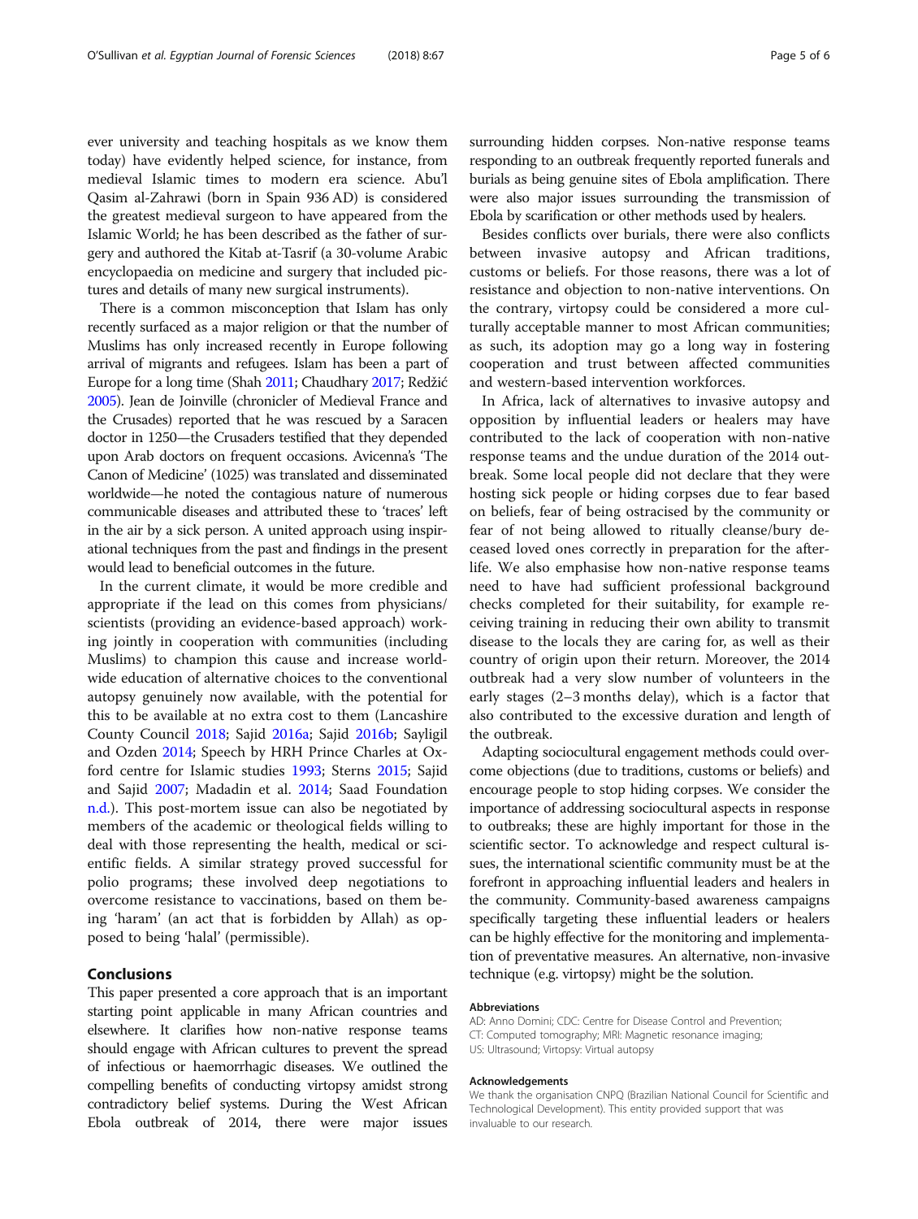ever university and teaching hospitals as we know them today) have evidently helped science, for instance, from medieval Islamic times to modern era science. Abu'l Qasim al-Zahrawi (born in Spain 936 AD) is considered the greatest medieval surgeon to have appeared from the Islamic World; he has been described as the father of surgery and authored the Kitab at-Tasrif (a 30-volume Arabic encyclopaedia on medicine and surgery that included pictures and details of many new surgical instruments).

There is a common misconception that Islam has only recently surfaced as a major religion or that the number of Muslims has only increased recently in Europe following arrival of migrants and refugees. Islam has been a part of Europe for a long time (Shah 2011; Chaudhary 2017; Redžić 2005). Jean de Joinville (chronicler of Medieval France and the Crusades) reported that he was rescued by a Saracen doctor in 1250—the Crusaders testified that they depended upon Arab doctors on frequent occasions. Avicenna's 'The Canon of Medicine' (1025) was translated and disseminated worldwide—he noted the contagious nature of numerous communicable diseases and attributed these to 'traces' left in the air by a sick person. A united approach using inspirational techniques from the past and findings in the present would lead to beneficial outcomes in the future.

In the current climate, it would be more credible and appropriate if the lead on this comes from physicians/scientists (providing an evidence-based approach) working jointly in cooperation with communities (including Muslims) to champion this cause and increase worldwide education of alternative choices to the conventional autopsy genuinely now available, with the potential for this to be available at no extra cost to them (Lancashire County Council 2018; Sajid 2016a; Sajid 2016b; Sayligil and Ozden 2014; Speech by HRH Prince Charles at Oxford centre for Islamic studies 1993; Sterns 2015; Sajid and Sajid 2007; Madadin et al. 2014; Saad Foundation n.d.). This post-mortem issue can also be negotiated by members of the academic or theological fields willing to deal with those representing the health, medical or scientific fields. A similar strategy proved successful for polio programs; these involved deep negotiations to overcome resistance to vaccinations, based on them being 'haram' (an act that is forbidden by Allah) as opposed to being 'halal' (permissible).

## Conclusions

This paper presented a core approach that is an important starting point applicable in many African countries and elsewhere. It clarifies how non-native response teams should engage with African cultures to prevent the spread of infectious or haemorrhagic diseases. We outlined the compelling benefits of conducting virtopsy amidst strong contradictory belief systems. During the West African Ebola outbreak of 2014, there were major issues surrounding hidden corpses. Non-native response teams responding to an outbreak frequently reported funerals and burials as being genuine sites of Ebola amplification. There were also major issues surrounding the transmission of Ebola by scarification or other methods used by healers.

Besides conflicts over burials, there were also conflicts between invasive autopsy and African traditions, customs or beliefs. For those reasons, there was a lot of resistance and objection to non-native interventions. On the contrary, virtopsy could be considered a more culturally acceptable manner to most African communities; as such, its adoption may go a long way in fostering cooperation and trust between affected communities and western-based intervention workforces.

In Africa, lack of alternatives to invasive autopsy and opposition by influential leaders or healers may have contributed to the lack of cooperation with non-native response teams and the undue duration of the 2014 outbreak. Some local people did not declare that they were hosting sick people or hiding corpses due to fear based on beliefs, fear of being ostracised by the community or fear of not being allowed to ritually cleanse/bury deceased loved ones correctly in preparation for the afterlife. We also emphasise how non-native response teams need to have had sufficient professional background checks completed for their suitability, for example receiving training in reducing their own ability to transmit disease to the locals they are caring for, as well as their country of origin upon their return. Moreover, the 2014 outbreak had a very slow number of volunteers in the early stages (2–3 months delay), which is a factor that also contributed to the excessive duration and length of the outbreak.

Adapting sociocultural engagement methods could overcome objections (due to traditions, customs or beliefs) and encourage people to stop hiding corpses. We consider the importance of addressing sociocultural aspects in response to outbreaks; these are highly important for those in the scientific sector. To acknowledge and respect cultural issues, the international scientific community must be at the forefront in approaching influential leaders and healers in the community. Community-based awareness campaigns specifically targeting these influential leaders or healers can be highly effective for the monitoring and implementation of preventative measures. An alternative, non-invasive technique (e.g. virtopsy) might be the solution.

### Abbreviations

AD: Anno Domini; CDC: Centre for Disease Control and Prevention; CT: Computed tomography; MRI: Magnetic resonance imaging; US: Ultrasound; Virtopsy: Virtual autopsy

### Acknowledgements

We thank the organisation CNPQ (Brazilian National Council for Scientific and Technological Development). This entity provided support that was invaluable to our research.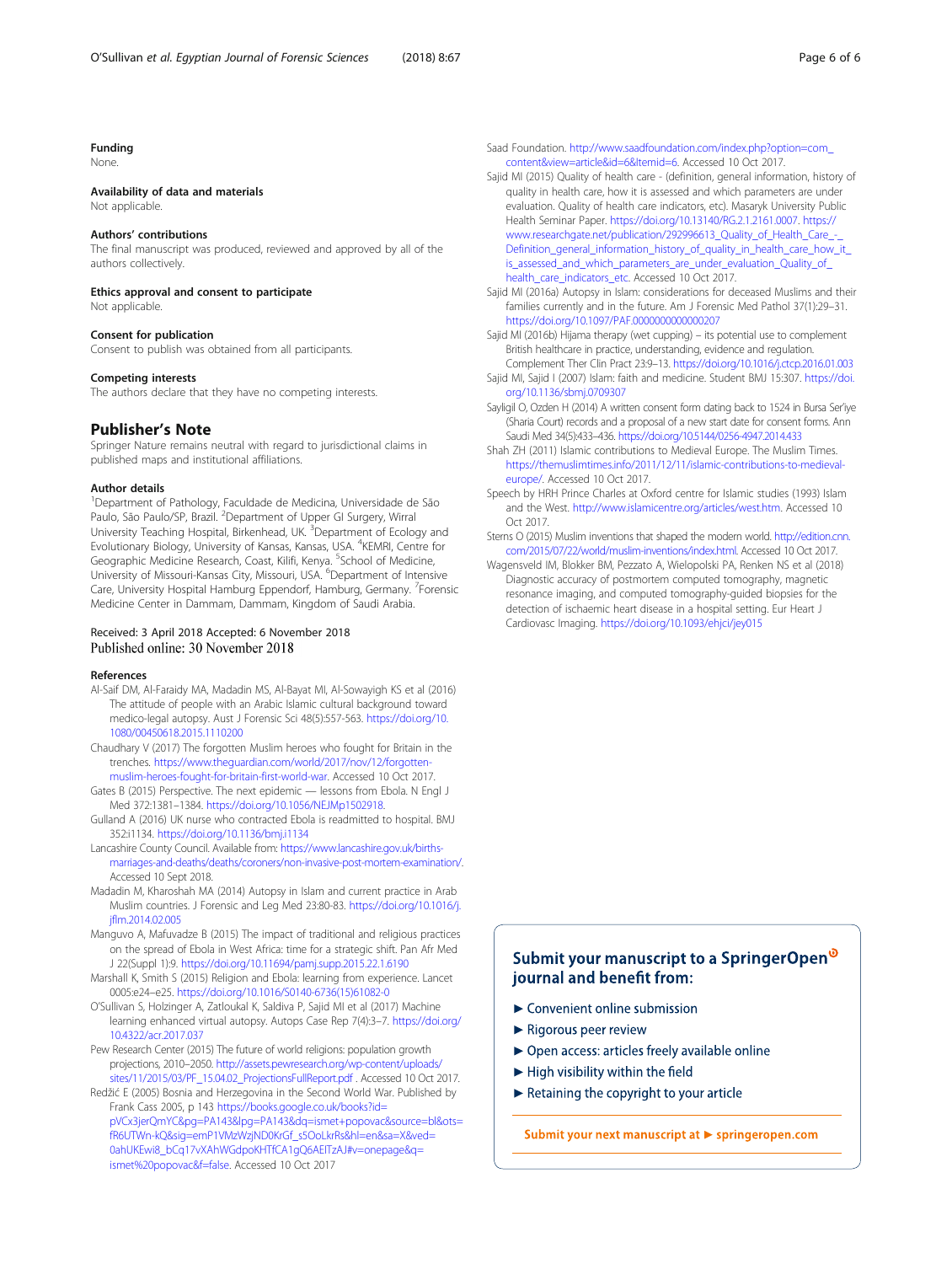### Funding

None.

### Availability of data and materials

Not applicable.

### Authors' contributions

The final manuscript was produced, reviewed and approved by all of the authors collectively.

### Ethics approval and consent to participate

Not applicable.

### Consent for publication

Consent to publish was obtained from all participants.

### Competing interests

The authors declare that they have no competing interests.

## Publisher's Note

Springer Nature remains neutral with regard to jurisdictional claims in published maps and institutional affiliations.

### Author details

[1]Department of Pathology, Faculdade de Medicina, Universidade de São Paulo, São Paulo/SP, Brazil. [2]Department of Upper GI Surgery, Wirral University Teaching Hospital, Birkenhead, UK. [3]Department of Ecology and Evolutionary Biology, University of Kansas, Kansas, USA. [4]KEMRI, Centre for Geographic Medicine Research, Coast, Kilifi, Kenya. [5]School of Medicine, University of Missouri-Kansas City, Missouri, USA. [6]Department of Intensive Care, University Hospital Hamburg Eppendorf, Hamburg, Germany. [7]Forensic Medicine Center in Dammam, Dammam, Kingdom of Saudi Arabia.

Received: 3 April 2018 Accepted: 6 November 2018
Published online: 30 November 2018

### References

Al-Saif DM, Al-Faraidy MA, Madadin MS, Al-Bayat MI, Al-Sowayigh KS et al (2016) The attitude of people with an Arabic Islamic cultural background toward medico-legal autopsy. Aust J Forensic Sci 48(5):557-563. https://doi.org/10.1080/00450618.2015.1110200

Chaudhary V (2017) The forgotten Muslim heroes who fought for Britain in the trenches. https://www.theguardian.com/world/2017/nov/12/forgotten-muslim-heroes-fought-for-britain-first-world-war. Accessed 10 Oct 2017.

Gates B (2015) Perspective. The next epidemic — lessons from Ebola. N Engl J Med 372:1381–1384. https://doi.org/10.1056/NEJMp1502918.

Gulland A (2016) UK nurse who contracted Ebola is readmitted to hospital. BMJ 352:i1134. https://doi.org/10.1136/bmj.i1134

Lancashire County Council. Available from: https://www.lancashire.gov.uk/births-marriages-and-deaths/deaths/coroners/non-invasive-post-mortem-examination/. Accessed 10 Sept 2018.

Madadin M, Kharoshah MA (2014) Autopsy in Islam and current practice in Arab Muslim countries. J Forensic and Leg Med 23:80-83. https://doi.org/10.1016/j.jflm.2014.02.005

Manguvo A, Mafuvadze B (2015) The impact of traditional and religious practices on the spread of Ebola in West Africa: time for a strategic shift. Pan Afr Med J 22(Suppl 1):9. https://doi.org/10.11694/pamj.supp.2015.22.1.6190

Marshall K, Smith S (2015) Religion and Ebola: learning from experience. Lancet 0005:e24–e25. https://doi.org/10.1016/S0140-6736(15)61082-0

O'Sullivan S, Holzinger A, Zatloukal K, Saldiva P, Sajid MI et al (2017) Machine learning enhanced virtual autopsy. Autops Case Rep 7(4):3–7. https://doi.org/10.4322/acr.2017.037

Pew Research Center (2015) The future of world religions: population growth projections, 2010–2050. http://assets.pewresearch.org/wp-content/uploads/sites/11/2015/03/PF_15.04.02_ProjectionsFullReport.pdf . Accessed 10 Oct 2017.

Redžić E (2005) Bosnia and Herzegovina in the Second World War. Published by Frank Cass 2005, p 143 https://books.google.co.uk/books?id=pVCx3jerQmYC&pg=PA143&lpg=PA143&dq=ismet+popovac&source=bl&ots=fR6UTWn-kQ&sig=emP1VMzWzjND0KrGf_s5OoLkrRs&hl=en&sa=X&ved=0ahUKEwi8_bCq17vXAhWGdpoKHTfCA1gQ6AEITzAJ#v=onepage&q=ismet%20popovac&f=false. Accessed 10 Oct 2017

Saad Foundation. http://www.saadfoundation.com/index.php?option=com_content&view=article&id=6&Itemid=6. Accessed 10 Oct 2017.

Sajid MI (2015) Quality of health care - (definition, general information, history of quality in health care, how it is assessed and which parameters are under evaluation. Quality of health care indicators, etc). Masaryk University Public Health Seminar Paper. https://doi.org/10.13140/RG.2.1.2161.0007. https://www.researchgate.net/publication/292996613_Quality_of_Health_Care_-_Definition_general_information_history_of_quality_in_health_care_how_it_is_assessed_and_which_parameters_are_under_evaluation_Quality_of_health_care_indicators_etc. Accessed 10 Oct 2017.

Sajid MI (2016a) Autopsy in Islam: considerations for deceased Muslims and their families currently and in the future. Am J Forensic Med Pathol 37(1):29–31. https://doi.org/10.1097/PAF.0000000000000207

Sajid MI (2016b) Hijama therapy (wet cupping) – its potential use to complement British healthcare in practice, understanding, evidence and regulation. Complement Ther Clin Pract 23:9–13. https://doi.org/10.1016/j.ctcp.2016.01.003

Sajid MI, Sajid I (2007) Islam: faith and medicine. Student BMJ 15:307. https://doi.org/10.1136/sbmj.0709307

Sayligil O, Ozden H (2014) A written consent form dating back to 1524 in Bursa Ser'iye (Sharia Court) records and a proposal of a new start date for consent forms. Ann Saudi Med 34(5):433–436. https://doi.org/10.5144/0256-4947.2014.433

Shah ZH (2011) Islamic contributions to Medieval Europe. The Muslim Times. https://themuslimtimes.info/2011/12/11/islamic-contributions-to-medieval-europe/. Accessed 10 Oct 2017.

Speech by HRH Prince Charles at Oxford centre for Islamic studies (1993) Islam and the West. http://www.islamicentre.org/articles/west.htm. Accessed 10 Oct 2017.

Sterns O (2015) Muslim inventions that shaped the modern world. http://edition.cnn.com/2015/07/22/world/muslim-inventions/index.html. Accessed 10 Oct 2017.

Wagensveld IM, Blokker BM, Pezzato A, Wielopolski PA, Renken NS et al (2018) Diagnostic accuracy of postmortem computed tomography, magnetic resonance imaging, and computed tomography-guided biopsies for the detection of ischaemic heart disease in a hospital setting. Eur Heart J Cardiovasc Imaging. https://doi.org/10.1093/ehjci/jey015